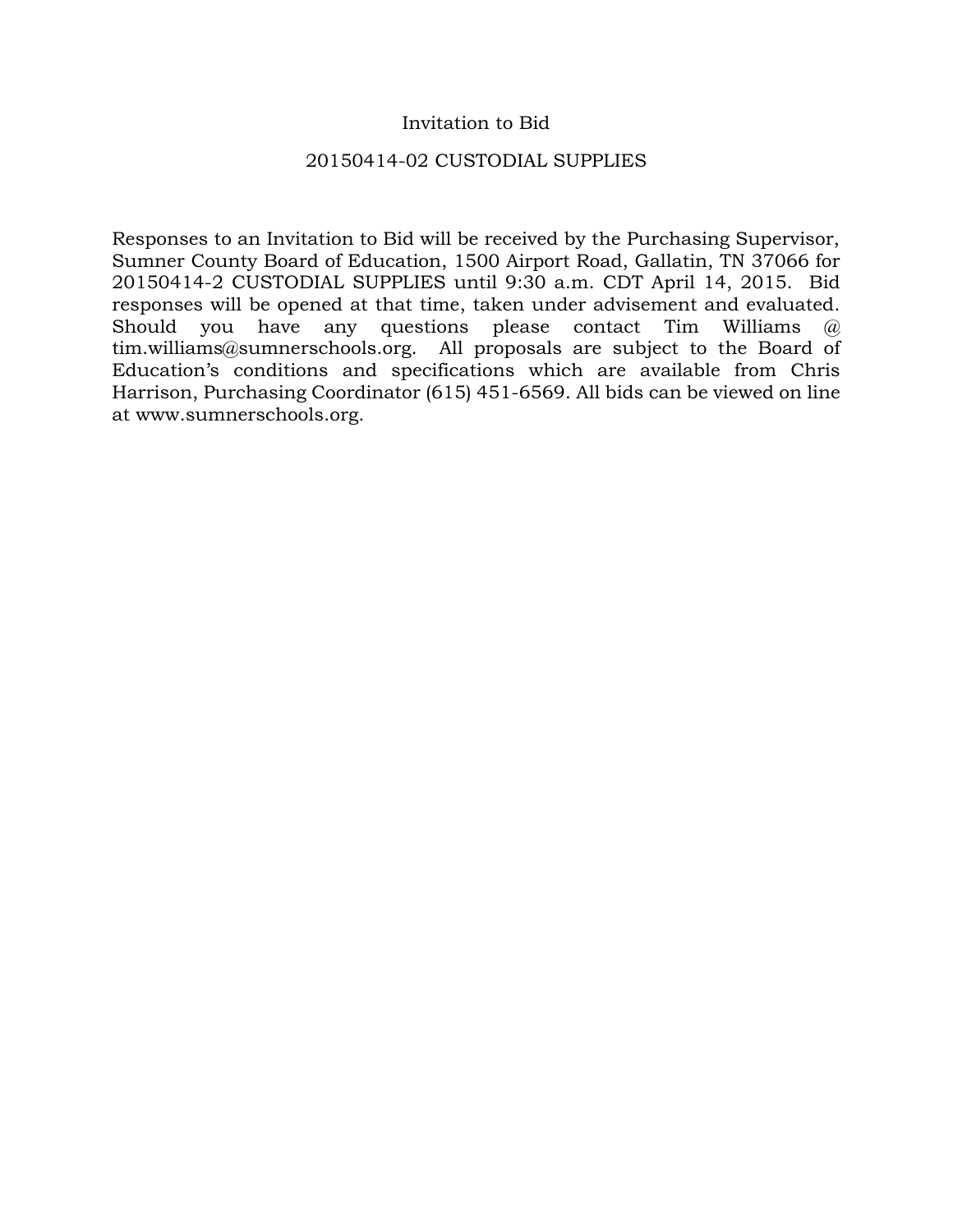# Invitation to Bid

## 20150414-02 CUSTODIAL SUPPLIES

Responses to an Invitation to Bid will be received by the Purchasing Supervisor, Sumner County Board of Education, 1500 Airport Road, Gallatin, TN 37066 for 20150414-2 CUSTODIAL SUPPLIES until 9:30 a.m. CDT April 14, 2015. Bid responses will be opened at that time, taken under advisement and evaluated. Should you have any questions please contact Tim Williams @ tim.williams@sumnerschools.org. All proposals are subject to the Board of Education's conditions and specifications which are available from Chris Harrison, Purchasing Coordinator (615) 451-6569. All bids can be viewed on line at www.sumnerschools.org.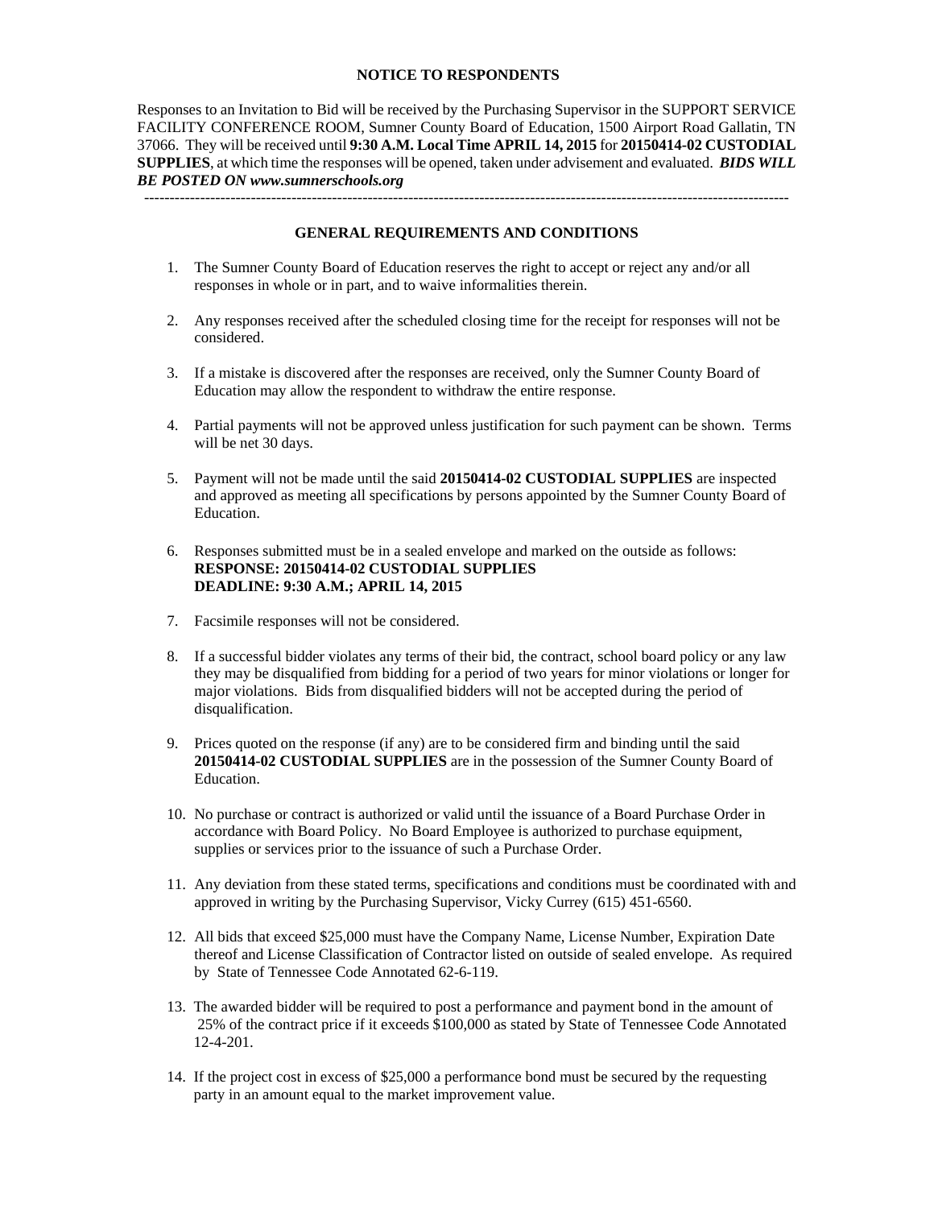## NOTICE TO RESPONDENTS

Responses to an Invitation to Bid will be received by the Purchasing Supervisor in the SUPPORT SERVICE FACILITY CONFERENCE ROOM, Sumner County Board of Education, 1500 Airport Road Gallatin, TN 37066. They will be received until **9:30 A.M. Local Time APRIL 14, 2015** for **20150414-02 CUSTODIAL SUPPLIES**, at which time the responses will be opened, taken under advisement and evaluated. ***BIDS WILL BE POSTED ON www.sumnerschools.org***

---

## GENERAL REQUIREMENTS AND CONDITIONS

1. The Sumner County Board of Education reserves the right to accept or reject any and/or all responses in whole or in part, and to waive informalities therein.

2. Any responses received after the scheduled closing time for the receipt for responses will not be considered.

3. If a mistake is discovered after the responses are received, only the Sumner County Board of Education may allow the respondent to withdraw the entire response.

4. Partial payments will not be approved unless justification for such payment can be shown. Terms will be net 30 days.

5. Payment will not be made until the said **20150414-02 CUSTODIAL SUPPLIES** are inspected and approved as meeting all specifications by persons appointed by the Sumner County Board of Education.

6. Responses submitted must be in a sealed envelope and marked on the outside as follows:
   **RESPONSE: 20150414-02 CUSTODIAL SUPPLIES**
   **DEADLINE: 9:30 A.M.; APRIL 14, 2015**

7. Facsimile responses will not be considered.

8. If a successful bidder violates any terms of their bid, the contract, school board policy or any law they may be disqualified from bidding for a period of two years for minor violations or longer for major violations. Bids from disqualified bidders will not be accepted during the period of disqualification.

9. Prices quoted on the response (if any) are to be considered firm and binding until the said **20150414-02 CUSTODIAL SUPPLIES** are in the possession of the Sumner County Board of Education.

10. No purchase or contract is authorized or valid until the issuance of a Board Purchase Order in accordance with Board Policy. No Board Employee is authorized to purchase equipment, supplies or services prior to the issuance of such a Purchase Order.

11. Any deviation from these stated terms, specifications and conditions must be coordinated with and approved in writing by the Purchasing Supervisor, Vicky Currey (615) 451-6560.

12. All bids that exceed $25,000 must have the Company Name, License Number, Expiration Date thereof and License Classification of Contractor listed on outside of sealed envelope. As required by State of Tennessee Code Annotated 62-6-119.

13. The awarded bidder will be required to post a performance and payment bond in the amount of 25% of the contract price if it exceeds $100,000 as stated by State of Tennessee Code Annotated 12-4-201.

14. If the project cost in excess of $25,000 a performance bond must be secured by the requesting party in an amount equal to the market improvement value.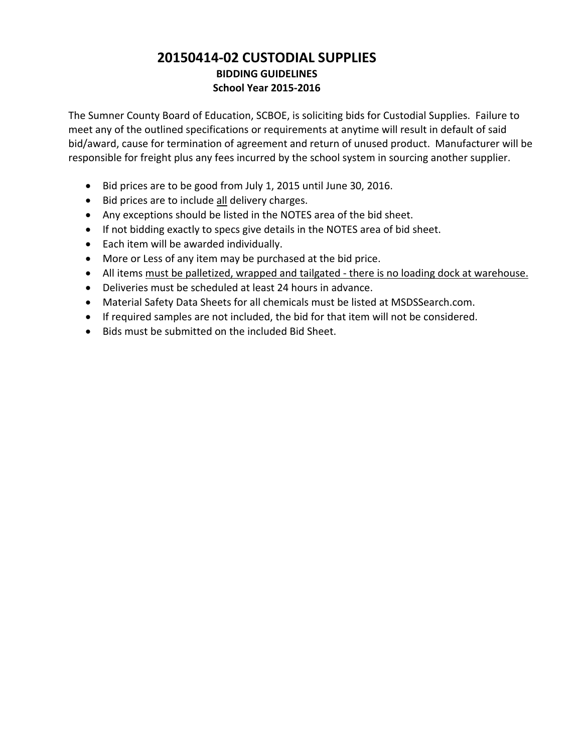# 20150414-02 CUSTODIAL SUPPLIES

**BIDDING GUIDELINES**

**School Year 2015-2016**

The Sumner County Board of Education, SCBOE, is soliciting bids for Custodial Supplies. Failure to meet any of the outlined specifications or requirements at anytime will result in default of said bid/award, cause for termination of agreement and return of unused product. Manufacturer will be responsible for freight plus any fees incurred by the school system in sourcing another supplier.

- Bid prices are to be good from July 1, 2015 until June 30, 2016.
- Bid prices are to include <u>all</u> delivery charges.
- Any exceptions should be listed in the NOTES area of the bid sheet.
- If not bidding exactly to specs give details in the NOTES area of bid sheet.
- Each item will be awarded individually.
- More or Less of any item may be purchased at the bid price.
- All items <u>must be palletized, wrapped and tailgated - there is no loading dock at warehouse.</u>
- Deliveries must be scheduled at least 24 hours in advance.
- Material Safety Data Sheets for all chemicals must be listed at MSDSSearch.com.
- If required samples are not included, the bid for that item will not be considered.
- Bids must be submitted on the included Bid Sheet.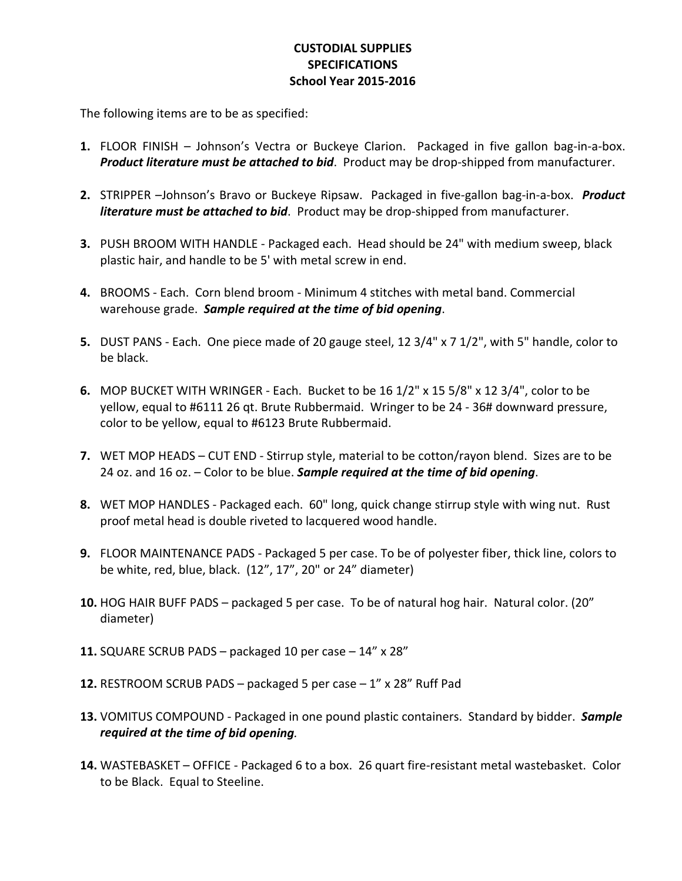**CUSTODIAL SUPPLIES**
**SPECIFICATIONS**
**School Year 2015-2016**

The following items are to be as specified:

1. FLOOR FINISH – Johnson's Vectra or Buckeye Clarion. Packaged in five gallon bag-in-a-box. ***Product literature must be attached to bid***. Product may be drop-shipped from manufacturer.

2. STRIPPER –Johnson's Bravo or Buckeye Ripsaw. Packaged in five-gallon bag-in-a-box. ***Product literature must be attached to bid***. Product may be drop-shipped from manufacturer.

3. PUSH BROOM WITH HANDLE - Packaged each. Head should be 24" with medium sweep, black plastic hair, and handle to be 5' with metal screw in end.

4. BROOMS - Each. Corn blend broom - Minimum 4 stitches with metal band. Commercial warehouse grade. ***Sample required at the time of bid opening***.

5. DUST PANS - Each. One piece made of 20 gauge steel, 12 3/4" x 7 1/2", with 5" handle, color to be black.

6. MOP BUCKET WITH WRINGER - Each. Bucket to be 16 1/2" x 15 5/8" x 12 3/4", color to be yellow, equal to #6111 26 qt. Brute Rubbermaid. Wringer to be 24 - 36# downward pressure, color to be yellow, equal to #6123 Brute Rubbermaid.

7. WET MOP HEADS – CUT END - Stirrup style, material to be cotton/rayon blend. Sizes are to be 24 oz. and 16 oz. – Color to be blue. ***Sample required at the time of bid opening***.

8. WET MOP HANDLES - Packaged each. 60" long, quick change stirrup style with wing nut. Rust proof metal head is double riveted to lacquered wood handle.

9. FLOOR MAINTENANCE PADS - Packaged 5 per case. To be of polyester fiber, thick line, colors to be white, red, blue, black. (12", 17", 20" or 24" diameter)

10. HOG HAIR BUFF PADS – packaged 5 per case. To be of natural hog hair. Natural color. (20" diameter)

11. SQUARE SCRUB PADS – packaged 10 per case – 14" x 28"

12. RESTROOM SCRUB PADS – packaged 5 per case – 1" x 28" Ruff Pad

13. VOMITUS COMPOUND - Packaged in one pound plastic containers. Standard by bidder. ***Sample required at the time of bid opening***.

14. WASTEBASKET – OFFICE - Packaged 6 to a box. 26 quart fire-resistant metal wastebasket. Color to be Black. Equal to Steeline.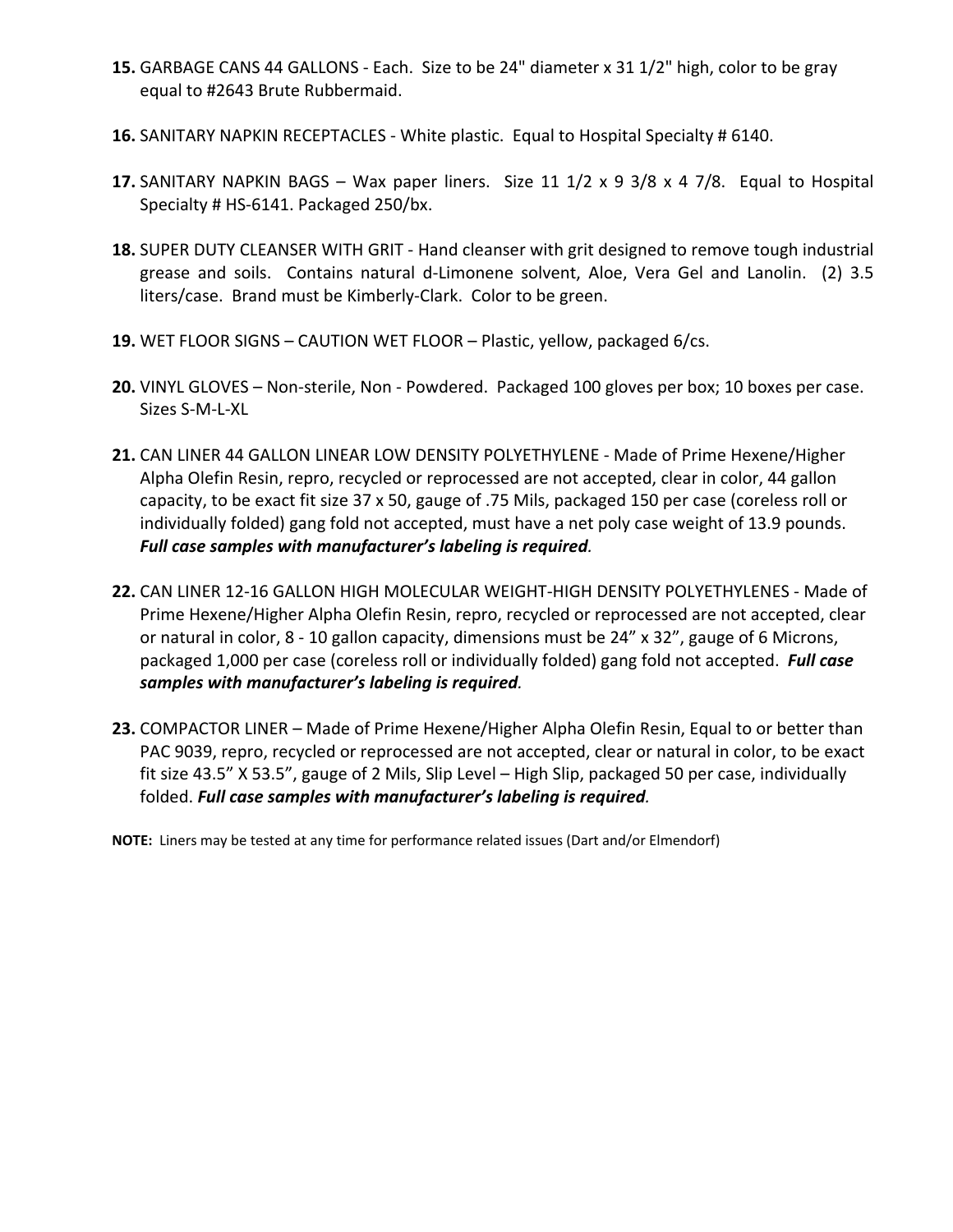**15.** GARBAGE CANS 44 GALLONS - Each. Size to be 24" diameter x 31 1/2" high, color to be gray equal to #2643 Brute Rubbermaid.

**16.** SANITARY NAPKIN RECEPTACLES - White plastic. Equal to Hospital Specialty # 6140.

**17.** SANITARY NAPKIN BAGS – Wax paper liners. Size 11 1/2 x 9 3/8 x 4 7/8. Equal to Hospital Specialty # HS-6141. Packaged 250/bx.

**18.** SUPER DUTY CLEANSER WITH GRIT - Hand cleanser with grit designed to remove tough industrial grease and soils. Contains natural d-Limonene solvent, Aloe, Vera Gel and Lanolin. (2) 3.5 liters/case. Brand must be Kimberly-Clark. Color to be green.

**19.** WET FLOOR SIGNS – CAUTION WET FLOOR – Plastic, yellow, packaged 6/cs.

**20.** VINYL GLOVES – Non-sterile, Non - Powdered. Packaged 100 gloves per box; 10 boxes per case. Sizes S-M-L-XL

**21.** CAN LINER 44 GALLON LINEAR LOW DENSITY POLYETHYLENE - Made of Prime Hexene/Higher Alpha Olefin Resin, repro, recycled or reprocessed are not accepted, clear in color, 44 gallon capacity, to be exact fit size 37 x 50, gauge of .75 Mils, packaged 150 per case (coreless roll or individually folded) gang fold not accepted, must have a net poly case weight of 13.9 pounds. ***Full case samples with manufacturer's labeling is required.***

**22.** CAN LINER 12-16 GALLON HIGH MOLECULAR WEIGHT-HIGH DENSITY POLYETHYLENES - Made of Prime Hexene/Higher Alpha Olefin Resin, repro, recycled or reprocessed are not accepted, clear or natural in color, 8 - 10 gallon capacity, dimensions must be 24" x 32", gauge of 6 Microns, packaged 1,000 per case (coreless roll or individually folded) gang fold not accepted. ***Full case samples with manufacturer's labeling is required.***

**23.** COMPACTOR LINER – Made of Prime Hexene/Higher Alpha Olefin Resin, Equal to or better than PAC 9039, repro, recycled or reprocessed are not accepted, clear or natural in color, to be exact fit size 43.5" X 53.5", gauge of 2 Mils, Slip Level – High Slip, packaged 50 per case, individually folded. ***Full case samples with manufacturer's labeling is required.***

**NOTE:** Liners may be tested at any time for performance related issues (Dart and/or Elmendorf)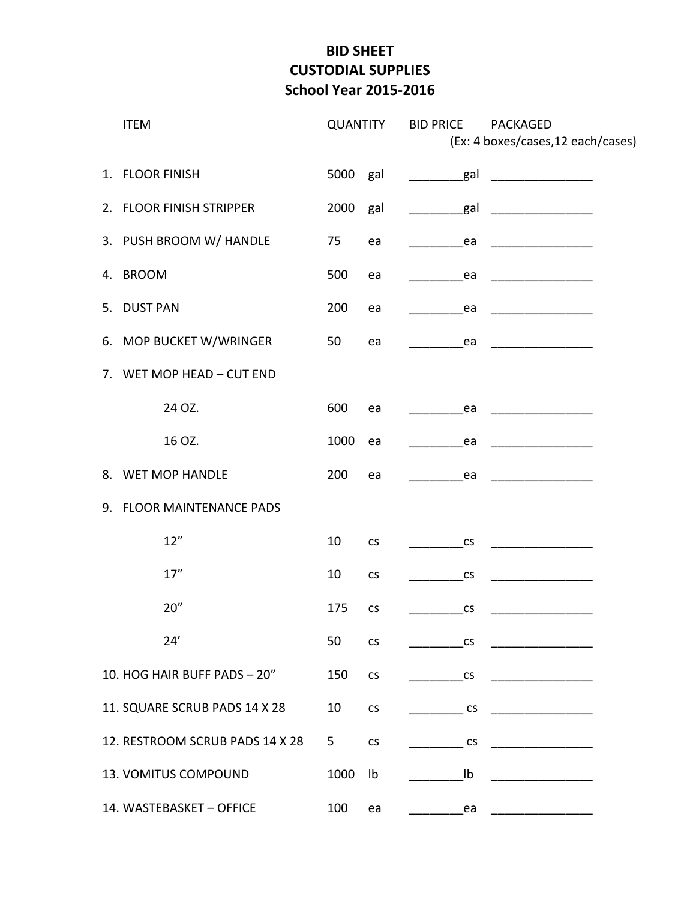# BID SHEET
# CUSTODIAL SUPPLIES
# School Year 2015-2016

| ITEM | QUANTITY | | BID PRICE | PACKAGED (Ex: 4 boxes/cases,12 each/cases) |
|---|---|---|---|---|
| 1. FLOOR FINISH | 5000 | gal | ________gal | _______________ |
| 2. FLOOR FINISH STRIPPER | 2000 | gal | ________gal | _______________ |
| 3. PUSH BROOM W/ HANDLE | 75 | ea | ________ea | _______________ |
| 4. BROOM | 500 | ea | ________ea | _______________ |
| 5. DUST PAN | 200 | ea | ________ea | _______________ |
| 6. MOP BUCKET W/WRINGER | 50 | ea | ________ea | _______________ |
| 7. WET MOP HEAD – CUT END | | | | |
| 24 OZ. | 600 | ea | ________ea | _______________ |
| 16 OZ. | 1000 | ea | ________ea | _______________ |
| 8. WET MOP HANDLE | 200 | ea | ________ea | _______________ |
| 9. FLOOR MAINTENANCE PADS | | | | |
| 12” | 10 | cs | ________cs | _______________ |
| 17” | 10 | cs | ________cs | _______________ |
| 20” | 175 | cs | ________cs | _______________ |
| 24’ | 50 | cs | ________cs | _______________ |
| 10. HOG HAIR BUFF PADS – 20” | 150 | cs | ________cs | _______________ |
| 11. SQUARE SCRUB PADS 14 X 28 | 10 | cs | ________ cs | _______________ |
| 12. RESTROOM SCRUB PADS 14 X 28 | 5 | cs | ________ cs | _______________ |
| 13. VOMITUS COMPOUND | 1000 | lb | ________lb | _______________ |
| 14. WASTEBASKET – OFFICE | 100 | ea | ________ea | _______________ |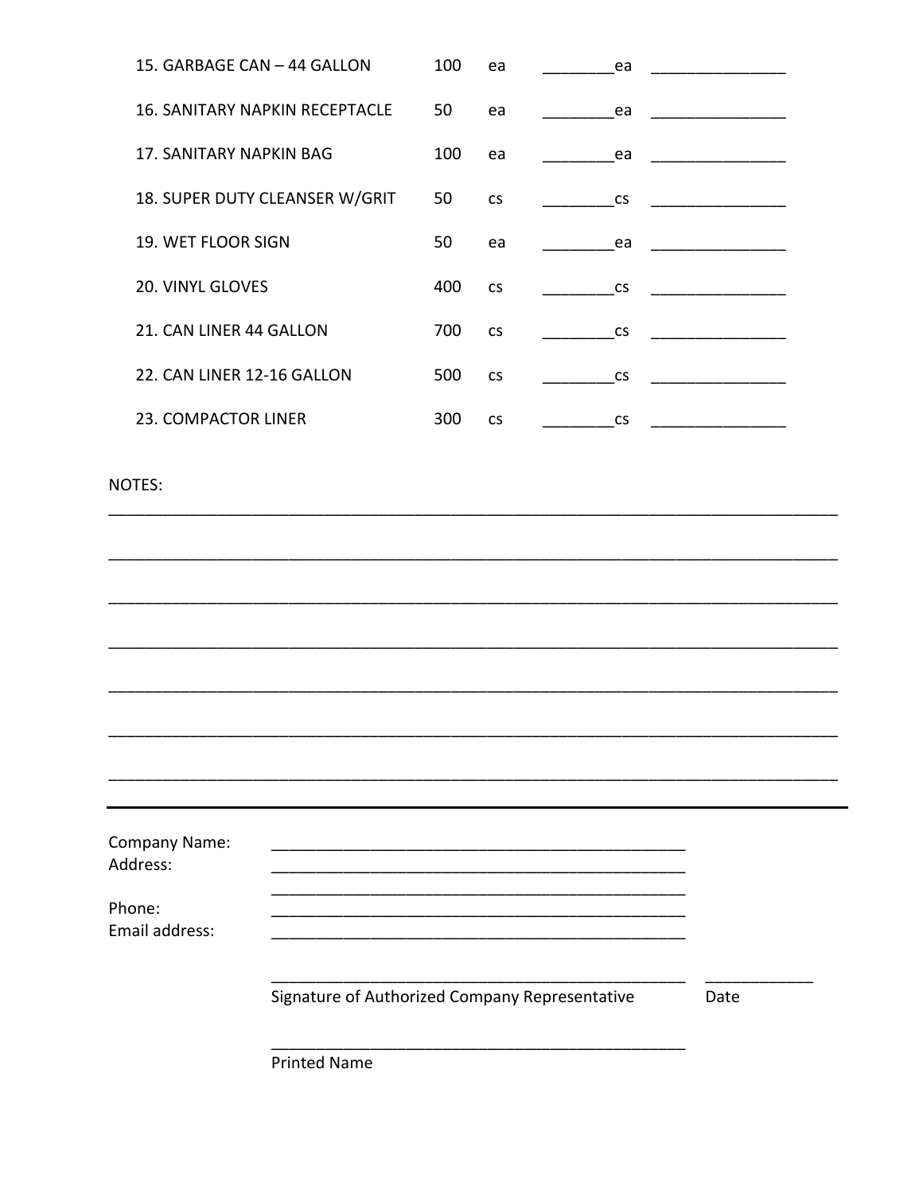| | | | | |
|---|---|---|---|---|
| 15. GARBAGE CAN – 44 GALLON | 100 | ea | ________ea | _______________ |
| 16. SANITARY NAPKIN RECEPTACLE | 50 | ea | ________ea | _______________ |
| 17. SANITARY NAPKIN BAG | 100 | ea | ________ea | _______________ |
| 18. SUPER DUTY CLEANSER W/GRIT | 50 | cs | ________cs | _______________ |
| 19. WET FLOOR SIGN | 50 | ea | ________ea | _______________ |
| 20. VINYL GLOVES | 400 | cs | ________cs | _______________ |
| 21. CAN LINER 44 GALLON | 700 | cs | ________cs | _______________ |
| 22. CAN LINER 12-16 GALLON | 500 | cs | ________cs | _______________ |
| 23. COMPACTOR LINER | 300 | cs | ________cs | _______________ |

NOTES:

_______________________________________________________________________________

_______________________________________________________________________________

_______________________________________________________________________________

_______________________________________________________________________________

_______________________________________________________________________________

_______________________________________________________________________________

_______________________________________________________________________________

---

Company Name: _______________________________________________

Address: _______________________________________________

_______________________________________________

Phone: _______________________________________________

Email address: _______________________________________________

_______________________________________________ ____________

Signature of Authorized Company Representative Date

_______________________________________________

Printed Name